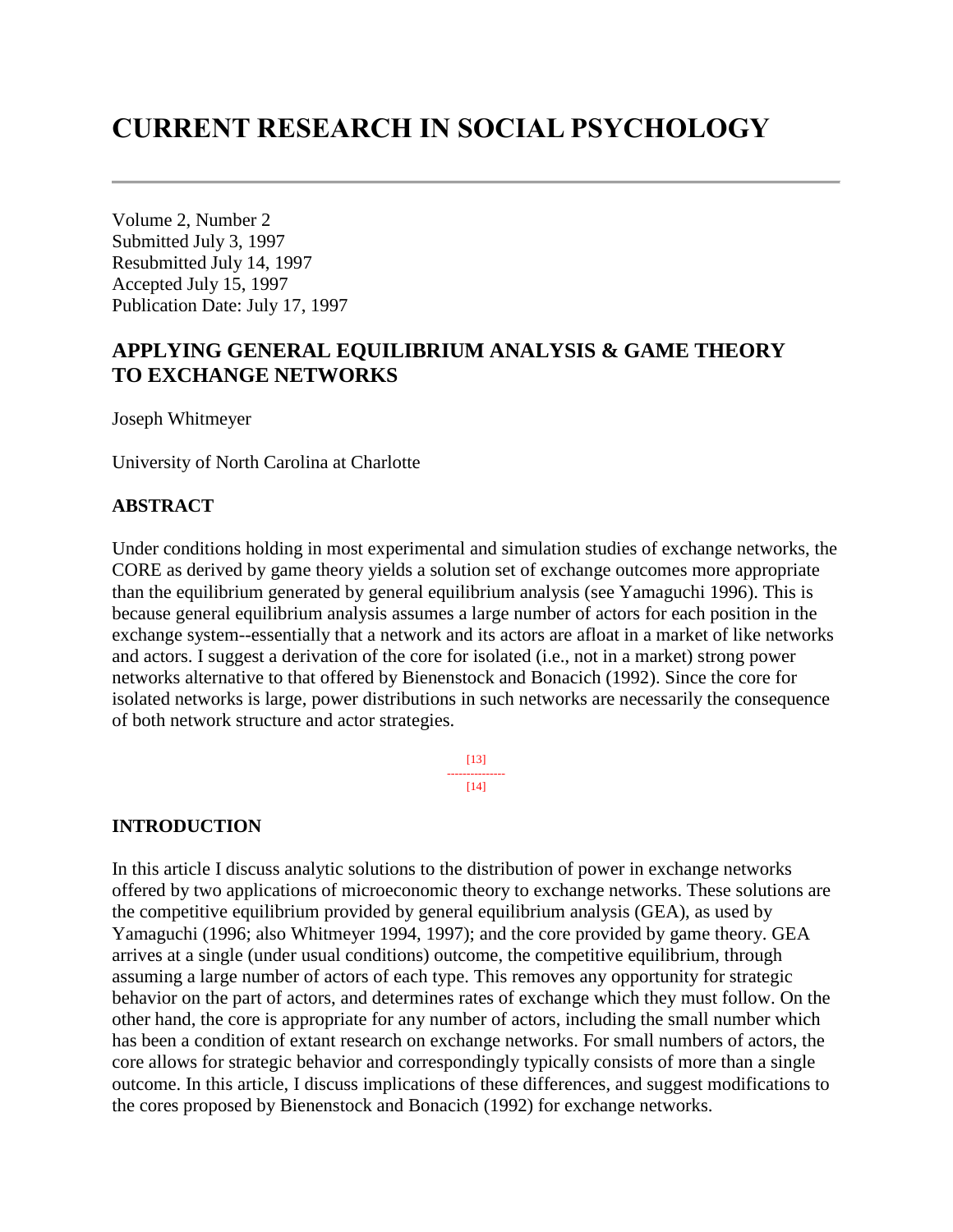# CURRENT RESEARCH IN SOCIAL PSYCHOLOGY

---

Volume 2, Number 2
Submitted July 3, 1997
Resubmitted July 14, 1997
Accepted July 15, 1997
Publication Date: July 17, 1997

## APPLYING GENERAL EQUILIBRIUM ANALYSIS & GAME THEORY TO EXCHANGE NETWORKS

Joseph Whitmeyer

University of North Carolina at Charlotte

### ABSTRACT

Under conditions holding in most experimental and simulation studies of exchange networks, the CORE as derived by game theory yields a solution set of exchange outcomes more appropriate than the equilibrium generated by general equilibrium analysis (see Yamaguchi 1996). This is because general equilibrium analysis assumes a large number of actors for each position in the exchange system--essentially that a network and its actors are afloat in a market of like networks and actors. I suggest a derivation of the core for isolated (i.e., not in a market) strong power networks alternative to that offered by Bienenstock and Bonacich (1992). Since the core for isolated networks is large, power distributions in such networks are necessarily the consequence of both network structure and actor strategies.

[13]
---------------
[14]

### INTRODUCTION

In this article I discuss analytic solutions to the distribution of power in exchange networks offered by two applications of microeconomic theory to exchange networks. These solutions are the competitive equilibrium provided by general equilibrium analysis (GEA), as used by Yamaguchi (1996; also Whitmeyer 1994, 1997); and the core provided by game theory. GEA arrives at a single (under usual conditions) outcome, the competitive equilibrium, through assuming a large number of actors of each type. This removes any opportunity for strategic behavior on the part of actors, and determines rates of exchange which they must follow. On the other hand, the core is appropriate for any number of actors, including the small number which has been a condition of extant research on exchange networks. For small numbers of actors, the core allows for strategic behavior and correspondingly typically consists of more than a single outcome. In this article, I discuss implications of these differences, and suggest modifications to the cores proposed by Bienenstock and Bonacich (1992) for exchange networks.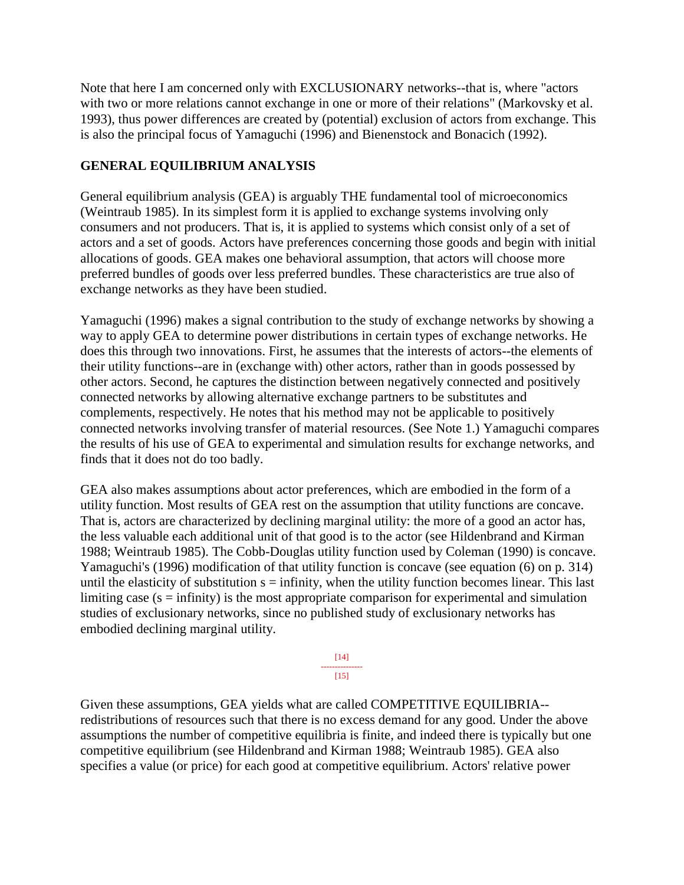Note that here I am concerned only with EXCLUSIONARY networks--that is, where "actors with two or more relations cannot exchange in one or more of their relations" (Markovsky et al. 1993), thus power differences are created by (potential) exclusion of actors from exchange. This is also the principal focus of Yamaguchi (1996) and Bienenstock and Bonacich (1992).

## GENERAL EQUILIBRIUM ANALYSIS

General equilibrium analysis (GEA) is arguably THE fundamental tool of microeconomics (Weintraub 1985). In its simplest form it is applied to exchange systems involving only consumers and not producers. That is, it is applied to systems which consist only of a set of actors and a set of goods. Actors have preferences concerning those goods and begin with initial allocations of goods. GEA makes one behavioral assumption, that actors will choose more preferred bundles of goods over less preferred bundles. These characteristics are true also of exchange networks as they have been studied.

Yamaguchi (1996) makes a signal contribution to the study of exchange networks by showing a way to apply GEA to determine power distributions in certain types of exchange networks. He does this through two innovations. First, he assumes that the interests of actors--the elements of their utility functions--are in (exchange with) other actors, rather than in goods possessed by other actors. Second, he captures the distinction between negatively connected and positively connected networks by allowing alternative exchange partners to be substitutes and complements, respectively. He notes that his method may not be applicable to positively connected networks involving transfer of material resources. (See Note 1.) Yamaguchi compares the results of his use of GEA to experimental and simulation results for exchange networks, and finds that it does not do too badly.

GEA also makes assumptions about actor preferences, which are embodied in the form of a utility function. Most results of GEA rest on the assumption that utility functions are concave. That is, actors are characterized by declining marginal utility: the more of a good an actor has, the less valuable each additional unit of that good is to the actor (see Hildenbrand and Kirman 1988; Weintraub 1985). The Cobb-Douglas utility function used by Coleman (1990) is concave. Yamaguchi's (1996) modification of that utility function is concave (see equation (6) on p. 314) until the elasticity of substitution s = infinity, when the utility function becomes linear. This last limiting case (s = infinity) is the most appropriate comparison for experimental and simulation studies of exclusionary networks, since no published study of exclusionary networks has embodied declining marginal utility.

Given these assumptions, GEA yields what are called COMPETITIVE EQUILIBRIA--redistributions of resources such that there is no excess demand for any good. Under the above assumptions the number of competitive equilibria is finite, and indeed there is typically but one competitive equilibrium (see Hildenbrand and Kirman 1988; Weintraub 1985). GEA also specifies a value (or price) for each good at competitive equilibrium. Actors' relative power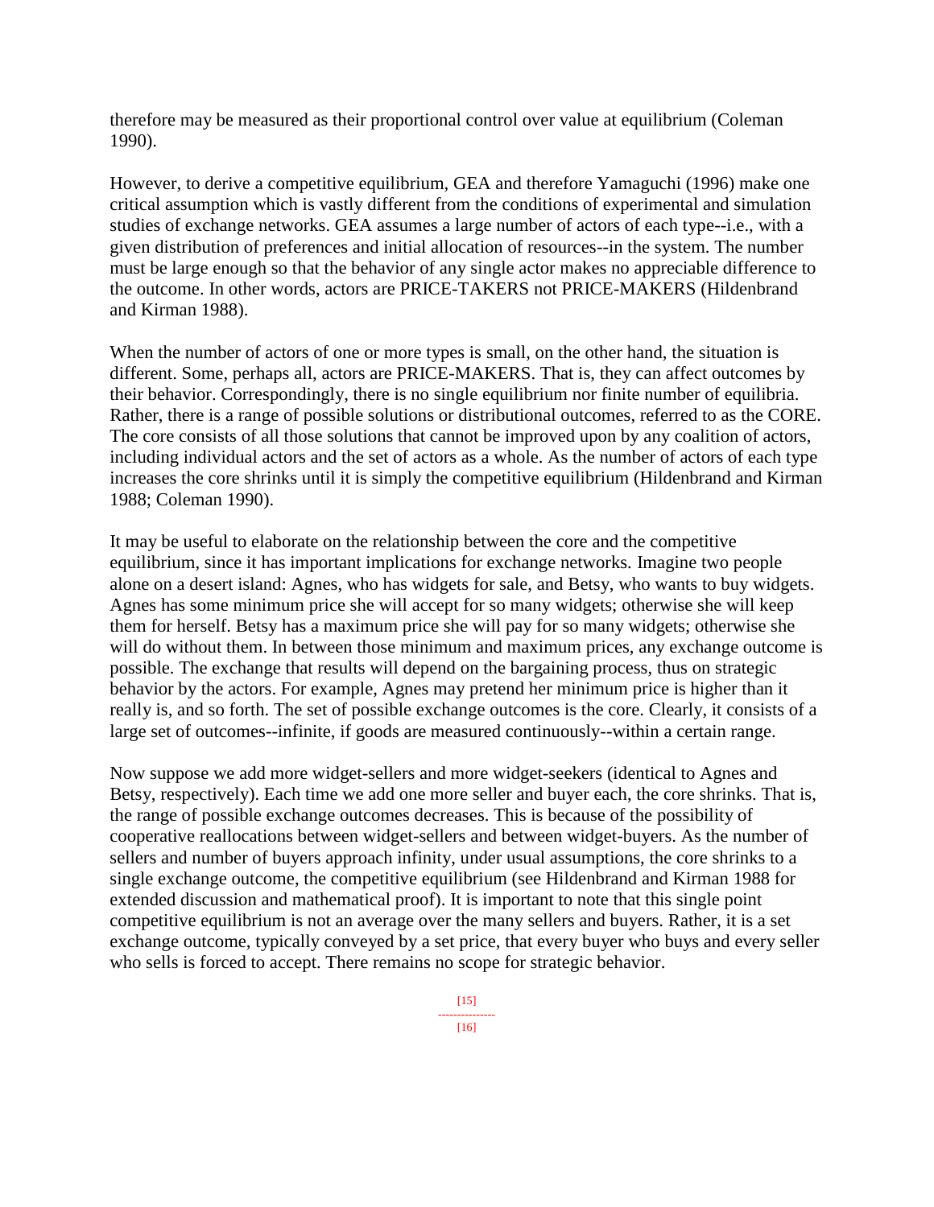therefore may be measured as their proportional control over value at equilibrium (Coleman 1990).

However, to derive a competitive equilibrium, GEA and therefore Yamaguchi (1996) make one critical assumption which is vastly different from the conditions of experimental and simulation studies of exchange networks. GEA assumes a large number of actors of each type--i.e., with a given distribution of preferences and initial allocation of resources--in the system. The number must be large enough so that the behavior of any single actor makes no appreciable difference to the outcome. In other words, actors are PRICE-TAKERS not PRICE-MAKERS (Hildenbrand and Kirman 1988).

When the number of actors of one or more types is small, on the other hand, the situation is different. Some, perhaps all, actors are PRICE-MAKERS. That is, they can affect outcomes by their behavior. Correspondingly, there is no single equilibrium nor finite number of equilibria. Rather, there is a range of possible solutions or distributional outcomes, referred to as the CORE. The core consists of all those solutions that cannot be improved upon by any coalition of actors, including individual actors and the set of actors as a whole. As the number of actors of each type increases the core shrinks until it is simply the competitive equilibrium (Hildenbrand and Kirman 1988; Coleman 1990).

It may be useful to elaborate on the relationship between the core and the competitive equilibrium, since it has important implications for exchange networks. Imagine two people alone on a desert island: Agnes, who has widgets for sale, and Betsy, who wants to buy widgets. Agnes has some minimum price she will accept for so many widgets; otherwise she will keep them for herself. Betsy has a maximum price she will pay for so many widgets; otherwise she will do without them. In between those minimum and maximum prices, any exchange outcome is possible. The exchange that results will depend on the bargaining process, thus on strategic behavior by the actors. For example, Agnes may pretend her minimum price is higher than it really is, and so forth. The set of possible exchange outcomes is the core. Clearly, it consists of a large set of outcomes--infinite, if goods are measured continuously--within a certain range.

Now suppose we add more widget-sellers and more widget-seekers (identical to Agnes and Betsy, respectively). Each time we add one more seller and buyer each, the core shrinks. That is, the range of possible exchange outcomes decreases. This is because of the possibility of cooperative reallocations between widget-sellers and between widget-buyers. As the number of sellers and number of buyers approach infinity, under usual assumptions, the core shrinks to a single exchange outcome, the competitive equilibrium (see Hildenbrand and Kirman 1988 for extended discussion and mathematical proof). It is important to note that this single point competitive equilibrium is not an average over the many sellers and buyers. Rather, it is a set exchange outcome, typically conveyed by a set price, that every buyer who buys and every seller who sells is forced to accept. There remains no scope for strategic behavior.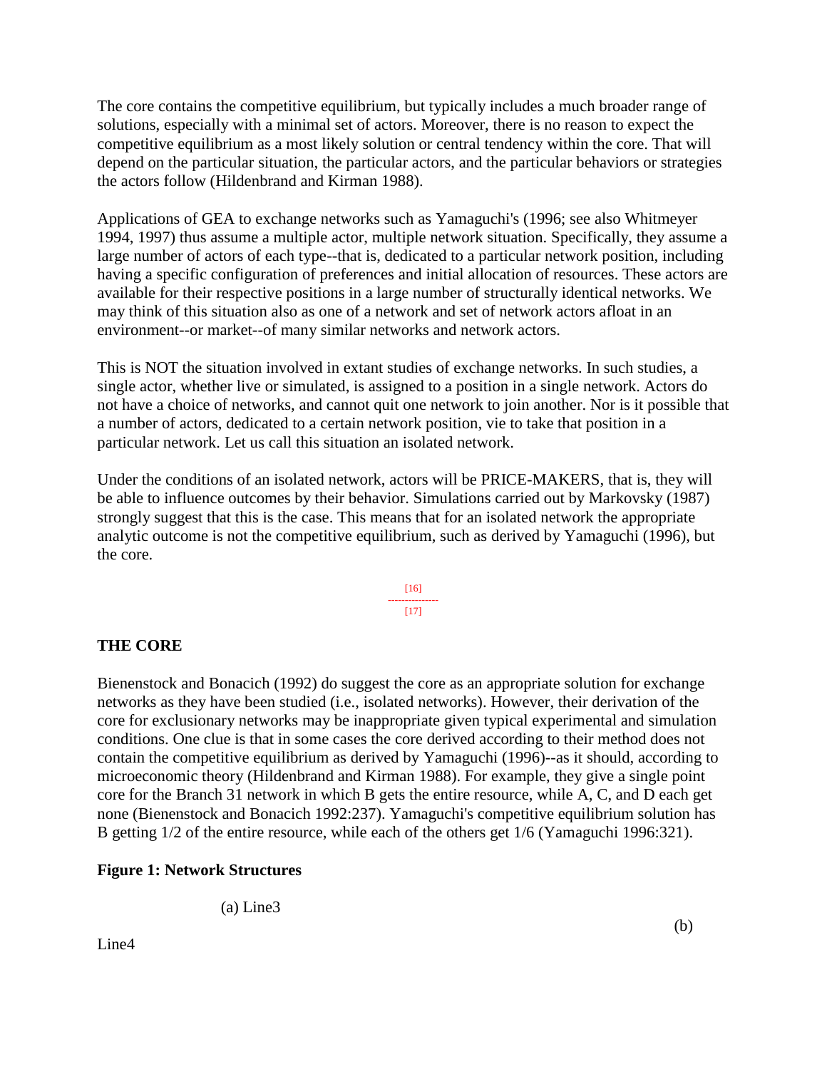The core contains the competitive equilibrium, but typically includes a much broader range of solutions, especially with a minimal set of actors. Moreover, there is no reason to expect the competitive equilibrium as a most likely solution or central tendency within the core. That will depend on the particular situation, the particular actors, and the particular behaviors or strategies the actors follow (Hildenbrand and Kirman 1988).

Applications of GEA to exchange networks such as Yamaguchi's (1996; see also Whitmeyer 1994, 1997) thus assume a multiple actor, multiple network situation. Specifically, they assume a large number of actors of each type--that is, dedicated to a particular network position, including having a specific configuration of preferences and initial allocation of resources. These actors are available for their respective positions in a large number of structurally identical networks. We may think of this situation also as one of a network and set of network actors afloat in an environment--or market--of many similar networks and network actors.

This is NOT the situation involved in extant studies of exchange networks. In such studies, a single actor, whether live or simulated, is assigned to a position in a single network. Actors do not have a choice of networks, and cannot quit one network to join another. Nor is it possible that a number of actors, dedicated to a certain network position, vie to take that position in a particular network. Let us call this situation an isolated network.

Under the conditions of an isolated network, actors will be PRICE-MAKERS, that is, they will be able to influence outcomes by their behavior. Simulations carried out by Markovsky (1987) strongly suggest that this is the case. This means that for an isolated network the appropriate analytic outcome is not the competitive equilibrium, such as derived by Yamaguchi (1996), but the core.

[16]
---------------
[17]

## THE CORE

Bienenstock and Bonacich (1992) do suggest the core as an appropriate solution for exchange networks as they have been studied (i.e., isolated networks). However, their derivation of the core for exclusionary networks may be inappropriate given typical experimental and simulation conditions. One clue is that in some cases the core derived according to their method does not contain the competitive equilibrium as derived by Yamaguchi (1996)--as it should, according to microeconomic theory (Hildenbrand and Kirman 1988). For example, they give a single point core for the Branch 31 network in which B gets the entire resource, while A, C, and D each get none (Bienenstock and Bonacich 1992:237). Yamaguchi's competitive equilibrium solution has B getting 1/2 of the entire resource, while each of the others get 1/6 (Yamaguchi 1996:321).

**Figure 1: Network Structures**

(a) Line3

(b) Line4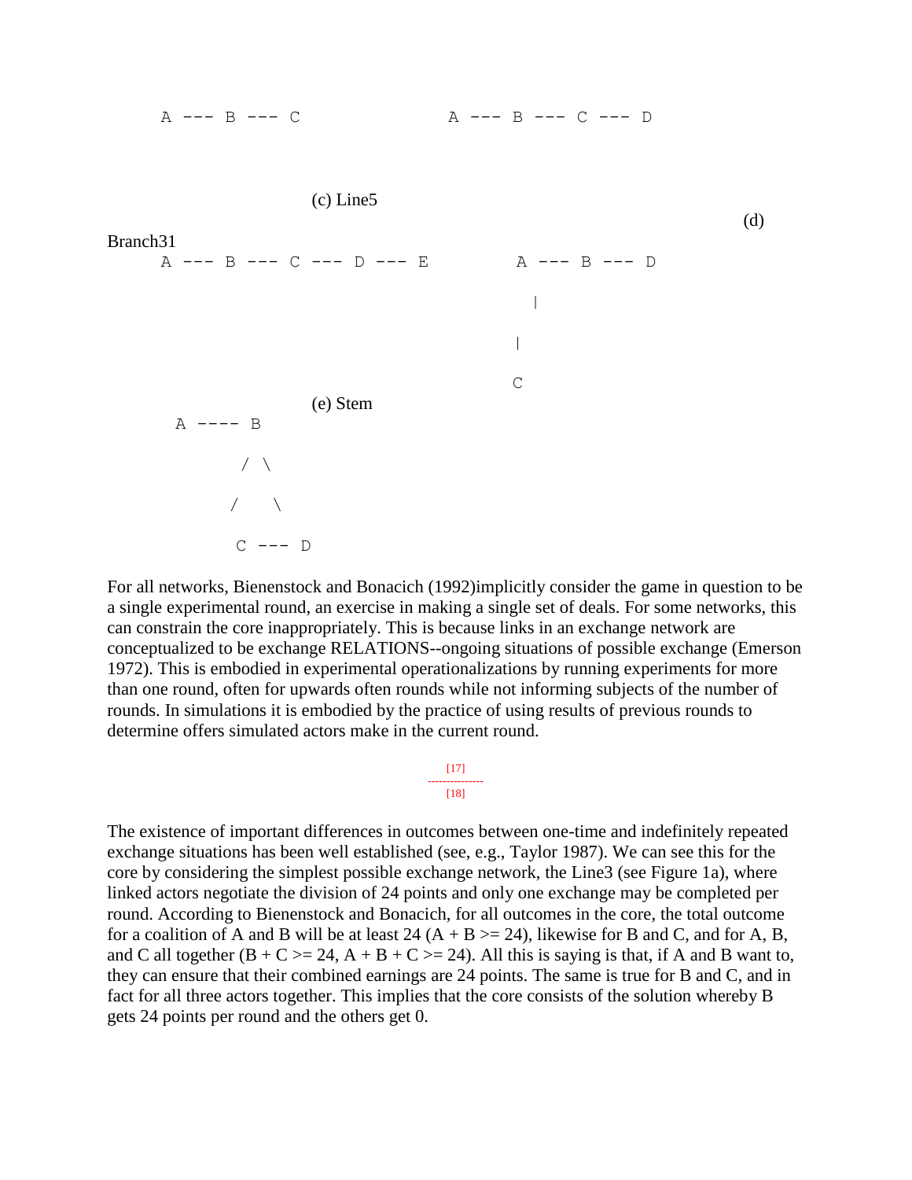```
     A --- B --- C                A --- B --- C --- D
```

(c) Line5

(d) Branch31

```
     A --- B --- C --- D --- E          A --- B --- D
                                              |
                                              |
                                              C
```

(e) Stem

```
      A ---- B
            / \
           /   \
          C --- D
```

For all networks, Bienenstock and Bonacich (1992)implicitly consider the game in question to be a single experimental round, an exercise in making a single set of deals. For some networks, this can constrain the core inappropriately. This is because links in an exchange network are conceptualized to be exchange RELATIONS--ongoing situations of possible exchange (Emerson 1972). This is embodied in experimental operationalizations by running experiments for more than one round, often for upwards often rounds while not informing subjects of the number of rounds. In simulations it is embodied by the practice of using results of previous rounds to determine offers simulated actors make in the current round.

[17]

---------------

[18]

The existence of important differences in outcomes between one-time and indefinitely repeated exchange situations has been well established (see, e.g., Taylor 1987). We can see this for the core by considering the simplest possible exchange network, the Line3 (see Figure 1a), where linked actors negotiate the division of 24 points and only one exchange may be completed per round. According to Bienenstock and Bonacich, for all outcomes in the core, the total outcome for a coalition of A and B will be at least 24 ($A + B >= 24$), likewise for B and C, and for A, B, and C all together ($B + C >= 24$, $A + B + C >= 24$). All this is saying is that, if A and B want to, they can ensure that their combined earnings are 24 points. The same is true for B and C, and in fact for all three actors together. This implies that the core consists of the solution whereby B gets 24 points per round and the others get 0.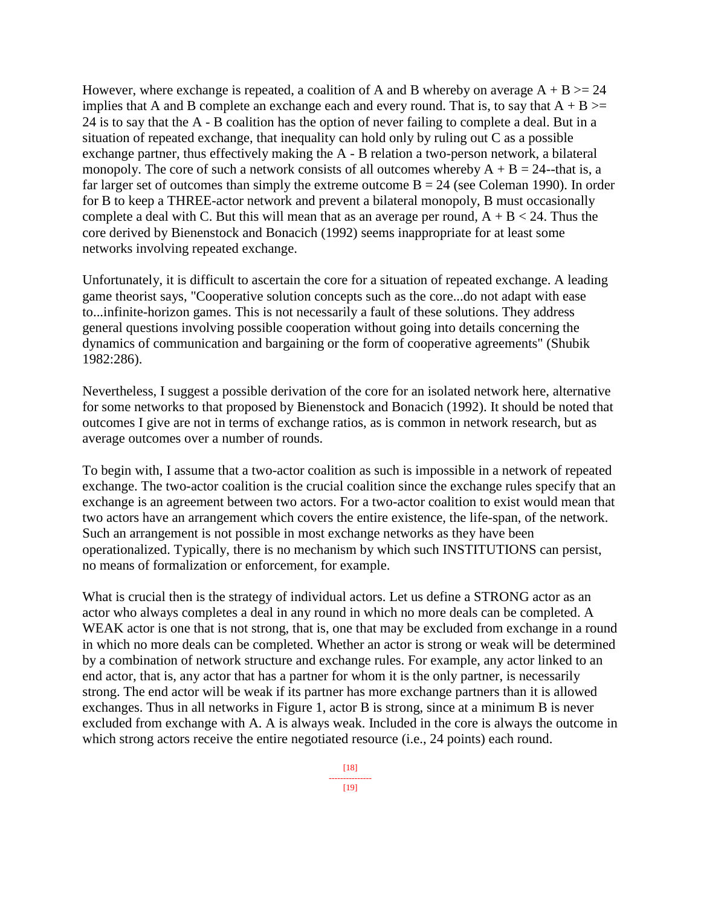However, where exchange is repeated, a coalition of A and B whereby on average $A + B >= 24$ implies that A and B complete an exchange each and every round. That is, to say that $A + B >= 24$ is to say that the A - B coalition has the option of never failing to complete a deal. But in a situation of repeated exchange, that inequality can hold only by ruling out C as a possible exchange partner, thus effectively making the A - B relation a two-person network, a bilateral monopoly. The core of such a network consists of all outcomes whereby $A + B = 24$--that is, a far larger set of outcomes than simply the extreme outcome $B = 24$ (see Coleman 1990). In order for B to keep a THREE-actor network and prevent a bilateral monopoly, B must occasionally complete a deal with C. But this will mean that as an average per round, $A + B < 24$. Thus the core derived by Bienenstock and Bonacich (1992) seems inappropriate for at least some networks involving repeated exchange.

Unfortunately, it is difficult to ascertain the core for a situation of repeated exchange. A leading game theorist says, "Cooperative solution concepts such as the core...do not adapt with ease to...infinite-horizon games. This is not necessarily a fault of these solutions. They address general questions involving possible cooperation without going into details concerning the dynamics of communication and bargaining or the form of cooperative agreements" (Shubik 1982:286).

Nevertheless, I suggest a possible derivation of the core for an isolated network here, alternative for some networks to that proposed by Bienenstock and Bonacich (1992). It should be noted that outcomes I give are not in terms of exchange ratios, as is common in network research, but as average outcomes over a number of rounds.

To begin with, I assume that a two-actor coalition as such is impossible in a network of repeated exchange. The two-actor coalition is the crucial coalition since the exchange rules specify that an exchange is an agreement between two actors. For a two-actor coalition to exist would mean that two actors have an arrangement which covers the entire existence, the life-span, of the network. Such an arrangement is not possible in most exchange networks as they have been operationalized. Typically, there is no mechanism by which such INSTITUTIONS can persist, no means of formalization or enforcement, for example.

What is crucial then is the strategy of individual actors. Let us define a STRONG actor as an actor who always completes a deal in any round in which no more deals can be completed. A WEAK actor is one that is not strong, that is, one that may be excluded from exchange in a round in which no more deals can be completed. Whether an actor is strong or weak will be determined by a combination of network structure and exchange rules. For example, any actor linked to an end actor, that is, any actor that has a partner for whom it is the only partner, is necessarily strong. The end actor will be weak if its partner has more exchange partners than it is allowed exchanges. Thus in all networks in Figure 1, actor B is strong, since at a minimum B is never excluded from exchange with A. A is always weak. Included in the core is always the outcome in which strong actors receive the entire negotiated resource (i.e., 24 points) each round.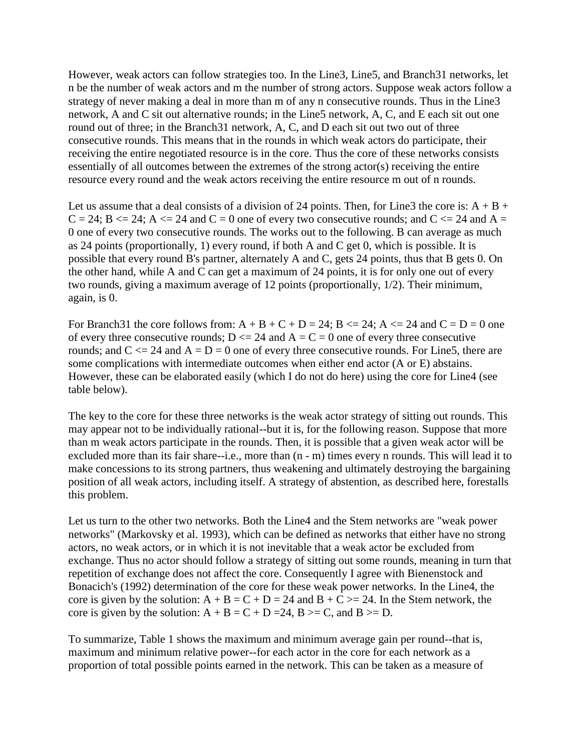However, weak actors can follow strategies too. In the Line3, Line5, and Branch31 networks, let n be the number of weak actors and m the number of strong actors. Suppose weak actors follow a strategy of never making a deal in more than m of any n consecutive rounds. Thus in the Line3 network, A and C sit out alternative rounds; in the Line5 network, A, C, and E each sit out one round out of three; in the Branch31 network, A, C, and D each sit out two out of three consecutive rounds. This means that in the rounds in which weak actors do participate, their receiving the entire negotiated resource is in the core. Thus the core of these networks consists essentially of all outcomes between the extremes of the strong actor(s) receiving the entire resource every round and the weak actors receiving the entire resource m out of n rounds.

Let us assume that a deal consists of a division of 24 points. Then, for Line3 the core is: $A + B + C = 24$; $B <= 24$; $A <= 24$ and $C = 0$ one of every two consecutive rounds; and $C <= 24$ and $A = 0$ one of every two consecutive rounds. The works out to the following. B can average as much as 24 points (proportionally, 1) every round, if both A and C get 0, which is possible. It is possible that every round B's partner, alternately A and C, gets 24 points, thus that B gets 0. On the other hand, while A and C can get a maximum of 24 points, it is for only one out of every two rounds, giving a maximum average of 12 points (proportionally, 1/2). Their minimum, again, is 0.

For Branch31 the core follows from: $A + B + C + D = 24$; $B <= 24$; $A <= 24$ and $C = D = 0$ one of every three consecutive rounds; $D <= 24$ and $A = C = 0$ one of every three consecutive rounds; and $C <= 24$ and $A = D = 0$ one of every three consecutive rounds. For Line5, there are some complications with intermediate outcomes when either end actor (A or E) abstains. However, these can be elaborated easily (which I do not do here) using the core for Line4 (see table below).

The key to the core for these three networks is the weak actor strategy of sitting out rounds. This may appear not to be individually rational--but it is, for the following reason. Suppose that more than m weak actors participate in the rounds. Then, it is possible that a given weak actor will be excluded more than its fair share--i.e., more than (n - m) times every n rounds. This will lead it to make concessions to its strong partners, thus weakening and ultimately destroying the bargaining position of all weak actors, including itself. A strategy of abstention, as described here, forestalls this problem.

Let us turn to the other two networks. Both the Line4 and the Stem networks are "weak power networks" (Markovsky et al. 1993), which can be defined as networks that either have no strong actors, no weak actors, or in which it is not inevitable that a weak actor be excluded from exchange. Thus no actor should follow a strategy of sitting out some rounds, meaning in turn that repetition of exchange does not affect the core. Consequently I agree with Bienenstock and Bonacich's (1992) determination of the core for these weak power networks. In the Line4, the core is given by the solution: $A + B = C + D = 24$ and $B + C >= 24$. In the Stem network, the core is given by the solution: $A + B = C + D =24$, $B >= C$, and $B >= D$.

To summarize, Table 1 shows the maximum and minimum average gain per round--that is, maximum and minimum relative power--for each actor in the core for each network as a proportion of total possible points earned in the network. This can be taken as a measure of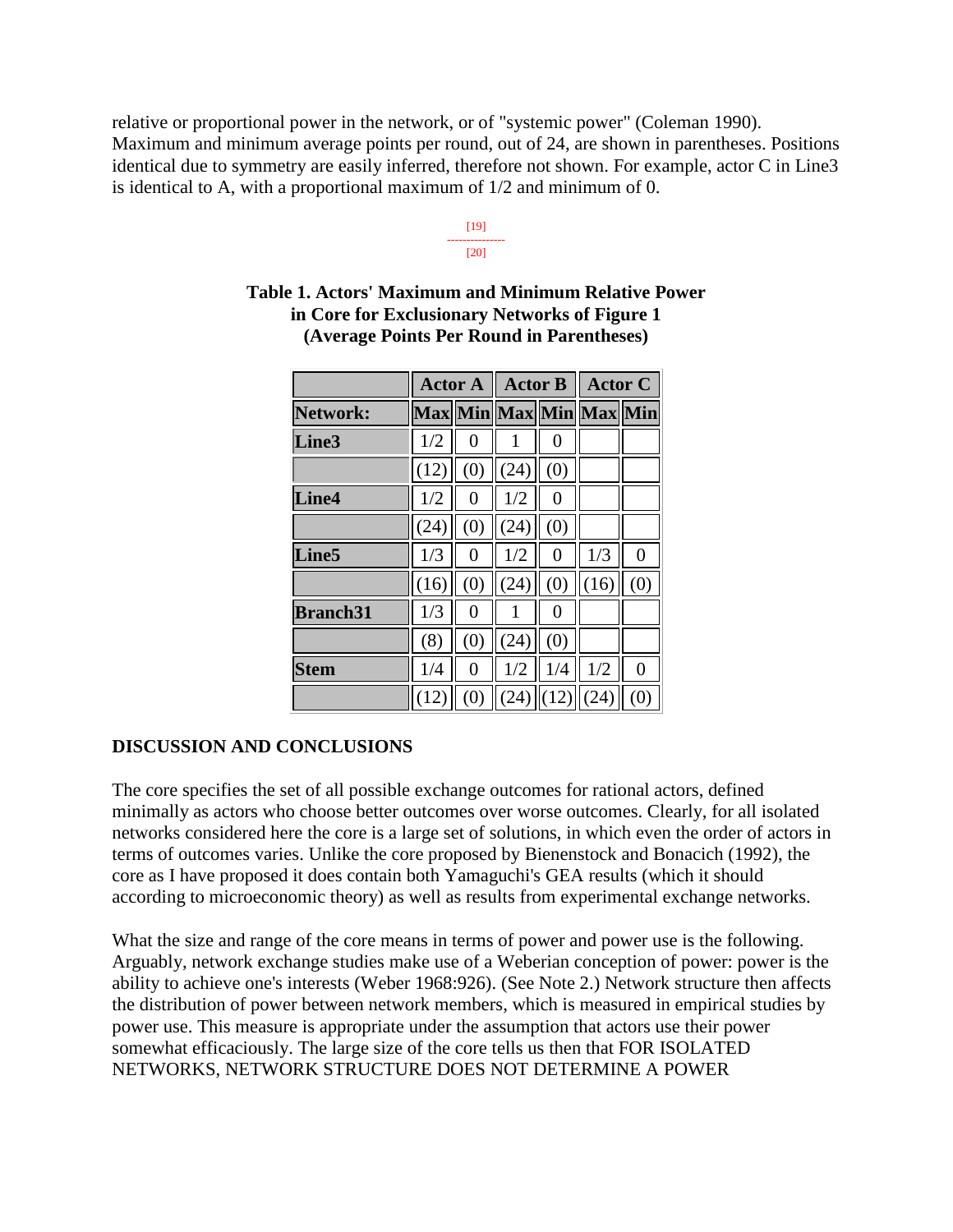relative or proportional power in the network, or of "systemic power" (Coleman 1990). Maximum and minimum average points per round, out of 24, are shown in parentheses. Positions identical due to symmetry are easily inferred, therefore not shown. For example, actor C in Line3 is identical to A, with a proportional maximum of 1/2 and minimum of 0.

[19]
---------------
[20]

**Table 1. Actors' Maximum and Minimum Relative Power in Core for Exclusionary Networks of Figure 1 (Average Points Per Round in Parentheses)**

| | Actor A | | Actor B | | Actor C | |
|---|---|---|---|---|---|---|
| **Network:** | **Max** | **Min** | **Max** | **Min** | **Max** | **Min** |
| **Line3** | 1/2 | 0 | 1 | 0 | | |
| | (12) | (0) | (24) | (0) | | |
| **Line4** | 1/2 | 0 | 1/2 | 0 | | |
| | (24) | (0) | (24) | (0) | | |
| **Line5** | 1/3 | 0 | 1/2 | 0 | 1/3 | 0 |
| | (16) | (0) | (24) | (0) | (16) | (0) |
| **Branch31** | 1/3 | 0 | 1 | 0 | | |
| | (8) | (0) | (24) | (0) | | |
| **Stem** | 1/4 | 0 | 1/2 | 1/4 | 1/2 | 0 |
| | (12) | (0) | (24) | (12) | (24) | (0) |

## DISCUSSION AND CONCLUSIONS

The core specifies the set of all possible exchange outcomes for rational actors, defined minimally as actors who choose better outcomes over worse outcomes. Clearly, for all isolated networks considered here the core is a large set of solutions, in which even the order of actors in terms of outcomes varies. Unlike the core proposed by Bienenstock and Bonacich (1992), the core as I have proposed it does contain both Yamaguchi's GEA results (which it should according to microeconomic theory) as well as results from experimental exchange networks.

What the size and range of the core means in terms of power and power use is the following. Arguably, network exchange studies make use of a Weberian conception of power: power is the ability to achieve one's interests (Weber 1968:926). (See Note 2.) Network structure then affects the distribution of power between network members, which is measured in empirical studies by power use. This measure is appropriate under the assumption that actors use their power somewhat efficaciously. The large size of the core tells us then that FOR ISOLATED NETWORKS, NETWORK STRUCTURE DOES NOT DETERMINE A POWER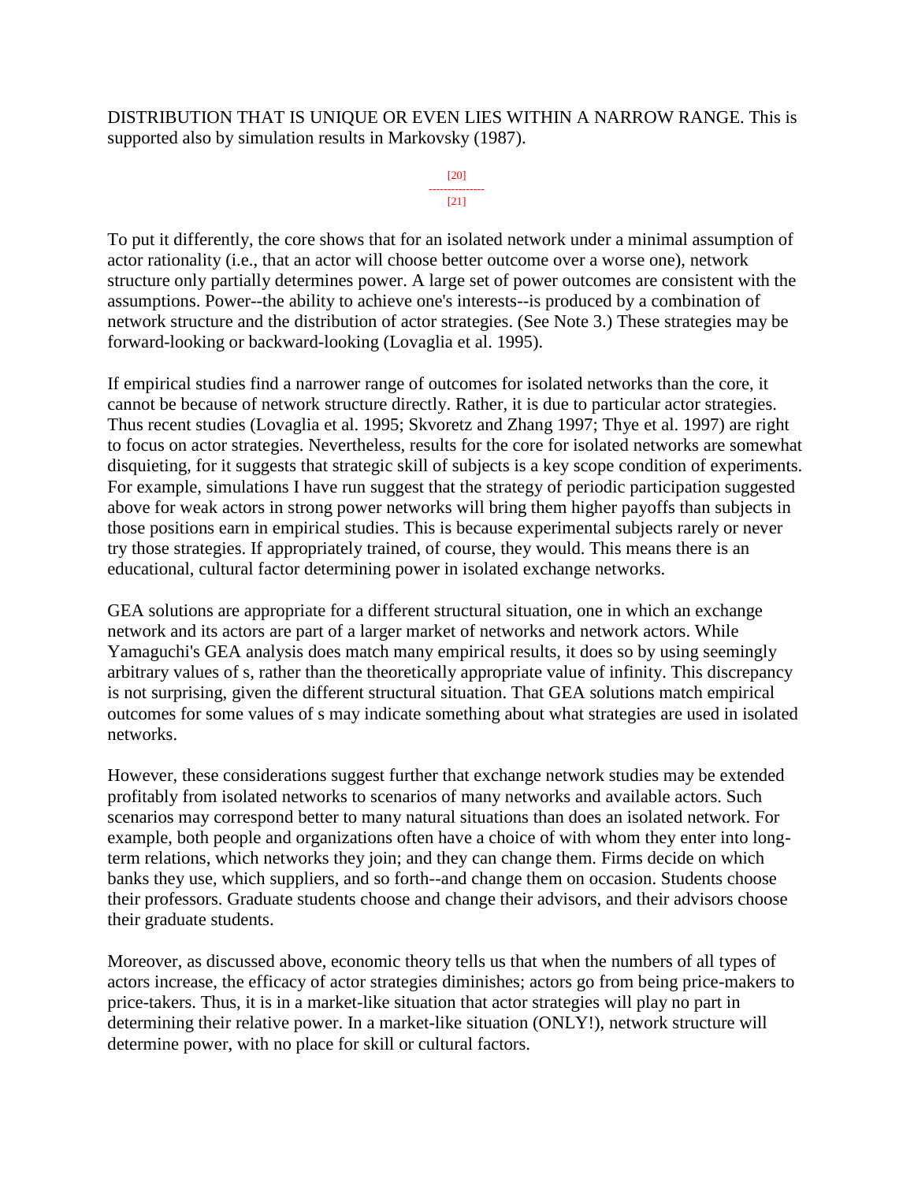DISTRIBUTION THAT IS UNIQUE OR EVEN LIES WITHIN A NARROW RANGE. This is supported also by simulation results in Markovsky (1987).

[20]
---------------
[21]

To put it differently, the core shows that for an isolated network under a minimal assumption of actor rationality (i.e., that an actor will choose better outcome over a worse one), network structure only partially determines power. A large set of power outcomes are consistent with the assumptions. Power--the ability to achieve one's interests--is produced by a combination of network structure and the distribution of actor strategies. (See Note 3.) These strategies may be forward-looking or backward-looking (Lovaglia et al. 1995).

If empirical studies find a narrower range of outcomes for isolated networks than the core, it cannot be because of network structure directly. Rather, it is due to particular actor strategies. Thus recent studies (Lovaglia et al. 1995; Skvoretz and Zhang 1997; Thye et al. 1997) are right to focus on actor strategies. Nevertheless, results for the core for isolated networks are somewhat disquieting, for it suggests that strategic skill of subjects is a key scope condition of experiments. For example, simulations I have run suggest that the strategy of periodic participation suggested above for weak actors in strong power networks will bring them higher payoffs than subjects in those positions earn in empirical studies. This is because experimental subjects rarely or never try those strategies. If appropriately trained, of course, they would. This means there is an educational, cultural factor determining power in isolated exchange networks.

GEA solutions are appropriate for a different structural situation, one in which an exchange network and its actors are part of a larger market of networks and network actors. While Yamaguchi's GEA analysis does match many empirical results, it does so by using seemingly arbitrary values of s, rather than the theoretically appropriate value of infinity. This discrepancy is not surprising, given the different structural situation. That GEA solutions match empirical outcomes for some values of s may indicate something about what strategies are used in isolated networks.

However, these considerations suggest further that exchange network studies may be extended profitably from isolated networks to scenarios of many networks and available actors. Such scenarios may correspond better to many natural situations than does an isolated network. For example, both people and organizations often have a choice of with whom they enter into long-term relations, which networks they join; and they can change them. Firms decide on which banks they use, which suppliers, and so forth--and change them on occasion. Students choose their professors. Graduate students choose and change their advisors, and their advisors choose their graduate students.

Moreover, as discussed above, economic theory tells us that when the numbers of all types of actors increase, the efficacy of actor strategies diminishes; actors go from being price-makers to price-takers. Thus, it is in a market-like situation that actor strategies will play no part in determining their relative power. In a market-like situation (ONLY!), network structure will determine power, with no place for skill or cultural factors.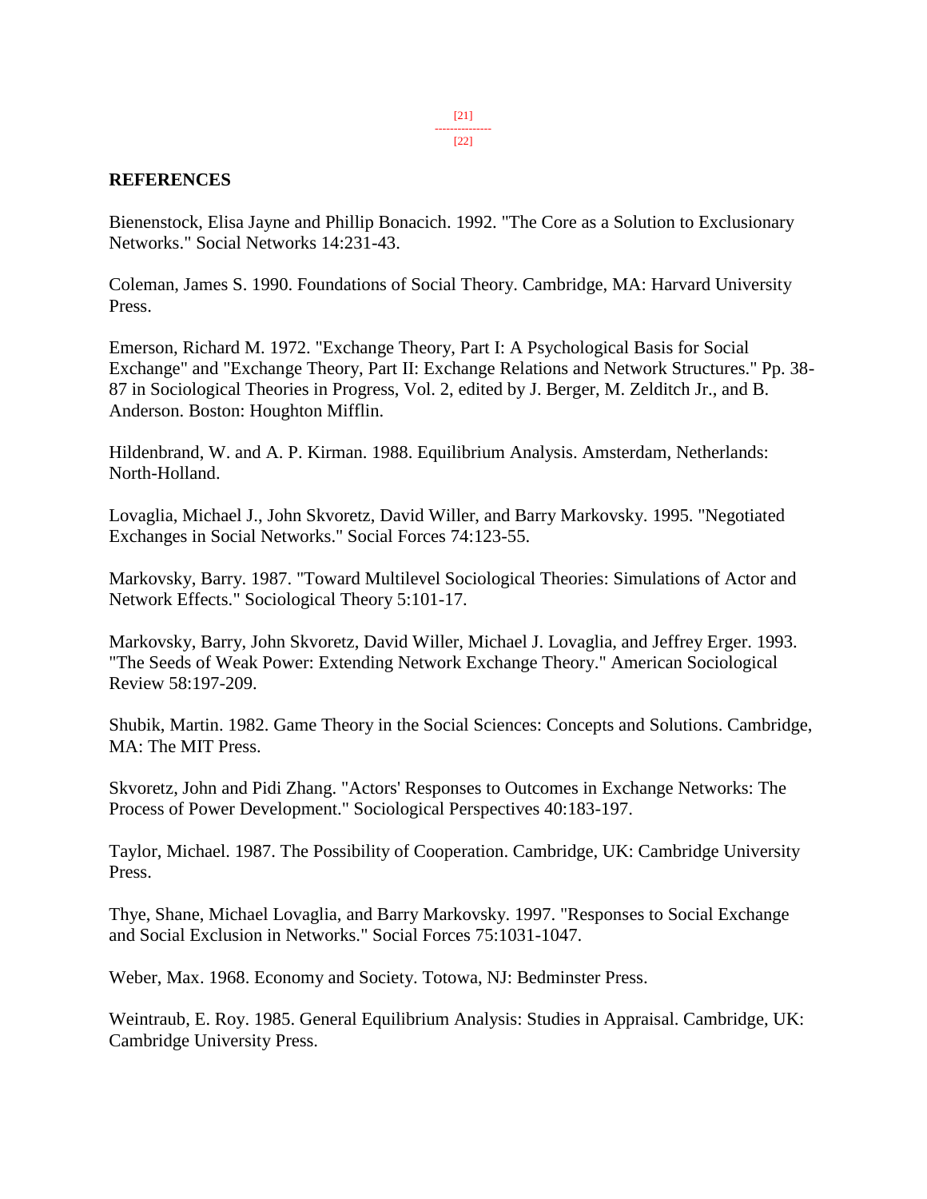## REFERENCES

Bienenstock, Elisa Jayne and Phillip Bonacich. 1992. "The Core as a Solution to Exclusionary Networks." Social Networks 14:231-43.

Coleman, James S. 1990. Foundations of Social Theory. Cambridge, MA: Harvard University Press.

Emerson, Richard M. 1972. "Exchange Theory, Part I: A Psychological Basis for Social Exchange" and "Exchange Theory, Part II: Exchange Relations and Network Structures." Pp. 38-87 in Sociological Theories in Progress, Vol. 2, edited by J. Berger, M. Zelditch Jr., and B. Anderson. Boston: Houghton Mifflin.

Hildenbrand, W. and A. P. Kirman. 1988. Equilibrium Analysis. Amsterdam, Netherlands: North-Holland.

Lovaglia, Michael J., John Skvoretz, David Willer, and Barry Markovsky. 1995. "Negotiated Exchanges in Social Networks." Social Forces 74:123-55.

Markovsky, Barry. 1987. "Toward Multilevel Sociological Theories: Simulations of Actor and Network Effects." Sociological Theory 5:101-17.

Markovsky, Barry, John Skvoretz, David Willer, Michael J. Lovaglia, and Jeffrey Erger. 1993. "The Seeds of Weak Power: Extending Network Exchange Theory." American Sociological Review 58:197-209.

Shubik, Martin. 1982. Game Theory in the Social Sciences: Concepts and Solutions. Cambridge, MA: The MIT Press.

Skvoretz, John and Pidi Zhang. "Actors' Responses to Outcomes in Exchange Networks: The Process of Power Development." Sociological Perspectives 40:183-197.

Taylor, Michael. 1987. The Possibility of Cooperation. Cambridge, UK: Cambridge University Press.

Thye, Shane, Michael Lovaglia, and Barry Markovsky. 1997. "Responses to Social Exchange and Social Exclusion in Networks." Social Forces 75:1031-1047.

Weber, Max. 1968. Economy and Society. Totowa, NJ: Bedminster Press.

Weintraub, E. Roy. 1985. General Equilibrium Analysis: Studies in Appraisal. Cambridge, UK: Cambridge University Press.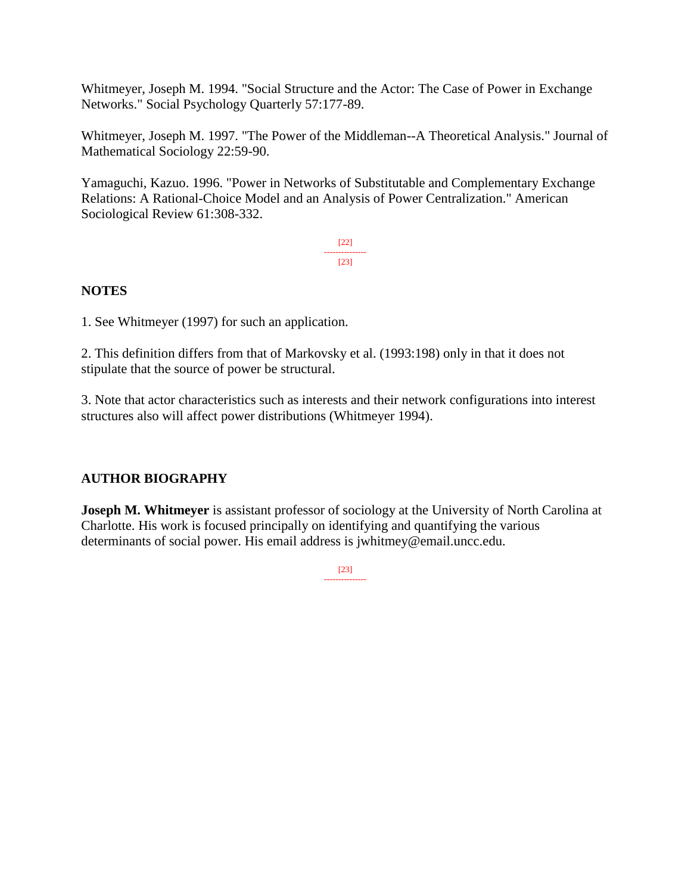Whitmeyer, Joseph M. 1994. "Social Structure and the Actor: The Case of Power in Exchange Networks." Social Psychology Quarterly 57:177-89.

Whitmeyer, Joseph M. 1997. "The Power of the Middleman--A Theoretical Analysis." Journal of Mathematical Sociology 22:59-90.

Yamaguchi, Kazuo. 1996. "Power in Networks of Substitutable and Complementary Exchange Relations: A Rational-Choice Model and an Analysis of Power Centralization." American Sociological Review 61:308-332.

## NOTES

1. See Whitmeyer (1997) for such an application.

2. This definition differs from that of Markovsky et al. (1993:198) only in that it does not stipulate that the source of power be structural.

3. Note that actor characteristics such as interests and their network configurations into interest structures also will affect power distributions (Whitmeyer 1994).

## AUTHOR BIOGRAPHY

**Joseph M. Whitmeyer** is assistant professor of sociology at the University of North Carolina at Charlotte. His work is focused principally on identifying and quantifying the various determinants of social power. His email address is jwhitmey@email.uncc.edu.